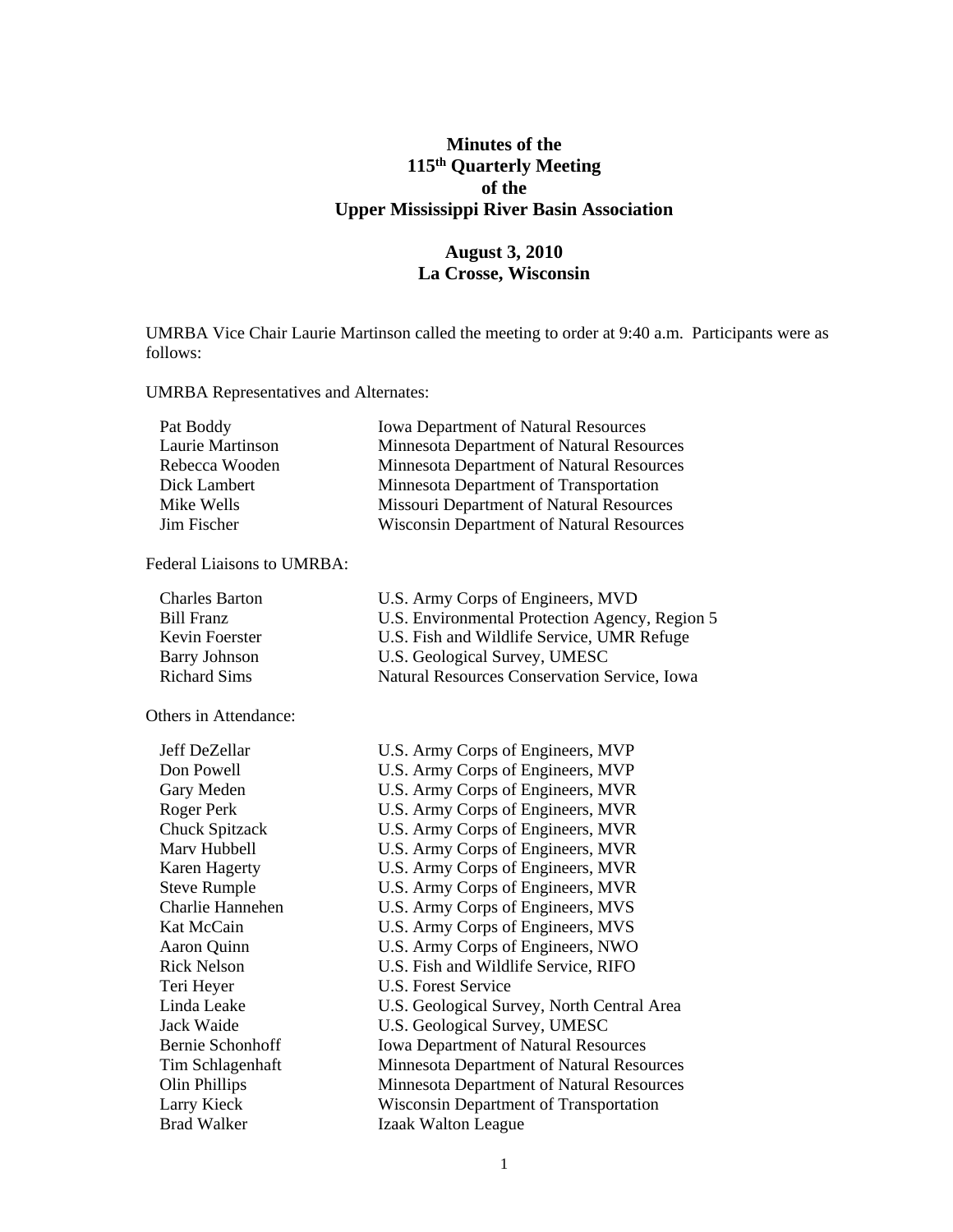# Minutes of the 115th Quarterly Meeting of the Upper Mississippi River Basin Association

## August 3, 2010
## La Crosse, Wisconsin

UMRBA Vice Chair Laurie Martinson called the meeting to order at 9:40 a.m. Participants were as follows:

UMRBA Representatives and Alternates:

| | |
|---|---|
| Pat Boddy | Iowa Department of Natural Resources |
| Laurie Martinson | Minnesota Department of Natural Resources |
| Rebecca Wooden | Minnesota Department of Natural Resources |
| Dick Lambert | Minnesota Department of Transportation |
| Mike Wells | Missouri Department of Natural Resources |
| Jim Fischer | Wisconsin Department of Natural Resources |

Federal Liaisons to UMRBA:

| | |
|---|---|
| Charles Barton | U.S. Army Corps of Engineers, MVD |
| Bill Franz | U.S. Environmental Protection Agency, Region 5 |
| Kevin Foerster | U.S. Fish and Wildlife Service, UMR Refuge |
| Barry Johnson | U.S. Geological Survey, UMESC |
| Richard Sims | Natural Resources Conservation Service, Iowa |

Others in Attendance:

| | |
|---|---|
| Jeff DeZellar | U.S. Army Corps of Engineers, MVP |
| Don Powell | U.S. Army Corps of Engineers, MVP |
| Gary Meden | U.S. Army Corps of Engineers, MVR |
| Roger Perk | U.S. Army Corps of Engineers, MVR |
| Chuck Spitzack | U.S. Army Corps of Engineers, MVR |
| Marv Hubbell | U.S. Army Corps of Engineers, MVR |
| Karen Hagerty | U.S. Army Corps of Engineers, MVR |
| Steve Rumple | U.S. Army Corps of Engineers, MVR |
| Charlie Hannehen | U.S. Army Corps of Engineers, MVS |
| Kat McCain | U.S. Army Corps of Engineers, MVS |
| Aaron Quinn | U.S. Army Corps of Engineers, NWO |
| Rick Nelson | U.S. Fish and Wildlife Service, RIFO |
| Teri Heyer | U.S. Forest Service |
| Linda Leake | U.S. Geological Survey, North Central Area |
| Jack Waide | U.S. Geological Survey, UMESC |
| Bernie Schonhoff | Iowa Department of Natural Resources |
| Tim Schlagenhaft | Minnesota Department of Natural Resources |
| Olin Phillips | Minnesota Department of Natural Resources |
| Larry Kieck | Wisconsin Department of Transportation |
| Brad Walker | Izaak Walton League |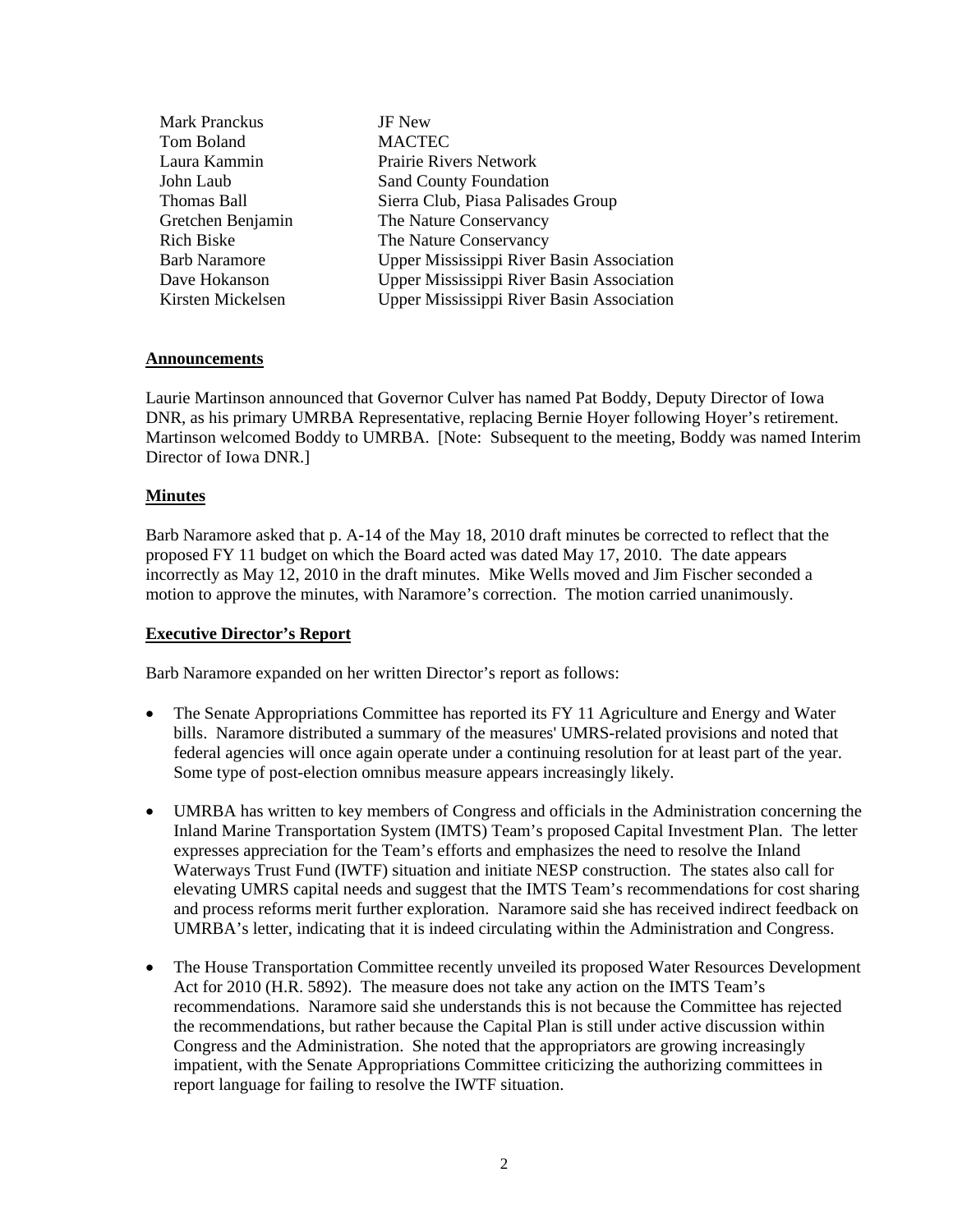| | |
|---|---|
| Mark Pranckus | JF New |
| Tom Boland | MACTEC |
| Laura Kammin | Prairie Rivers Network |
| John Laub | Sand County Foundation |
| Thomas Ball | Sierra Club, Piasa Palisades Group |
| Gretchen Benjamin | The Nature Conservancy |
| Rich Biske | The Nature Conservancy |
| Barb Naramore | Upper Mississippi River Basin Association |
| Dave Hokanson | Upper Mississippi River Basin Association |
| Kirsten Mickelsen | Upper Mississippi River Basin Association |

## Announcements

Laurie Martinson announced that Governor Culver has named Pat Boddy, Deputy Director of Iowa DNR, as his primary UMRBA Representative, replacing Bernie Hoyer following Hoyer's retirement. Martinson welcomed Boddy to UMRBA. [Note: Subsequent to the meeting, Boddy was named Interim Director of Iowa DNR.]

## Minutes

Barb Naramore asked that p. A-14 of the May 18, 2010 draft minutes be corrected to reflect that the proposed FY 11 budget on which the Board acted was dated May 17, 2010. The date appears incorrectly as May 12, 2010 in the draft minutes. Mike Wells moved and Jim Fischer seconded a motion to approve the minutes, with Naramore's correction. The motion carried unanimously.

## Executive Director's Report

Barb Naramore expanded on her written Director's report as follows:

- The Senate Appropriations Committee has reported its FY 11 Agriculture and Energy and Water bills. Naramore distributed a summary of the measures' UMRS-related provisions and noted that federal agencies will once again operate under a continuing resolution for at least part of the year. Some type of post-election omnibus measure appears increasingly likely.

- UMRBA has written to key members of Congress and officials in the Administration concerning the Inland Marine Transportation System (IMTS) Team's proposed Capital Investment Plan. The letter expresses appreciation for the Team's efforts and emphasizes the need to resolve the Inland Waterways Trust Fund (IWTF) situation and initiate NESP construction. The states also call for elevating UMRS capital needs and suggest that the IMTS Team's recommendations for cost sharing and process reforms merit further exploration. Naramore said she has received indirect feedback on UMRBA's letter, indicating that it is indeed circulating within the Administration and Congress.

- The House Transportation Committee recently unveiled its proposed Water Resources Development Act for 2010 (H.R. 5892). The measure does not take any action on the IMTS Team's recommendations. Naramore said she understands this is not because the Committee has rejected the recommendations, but rather because the Capital Plan is still under active discussion within Congress and the Administration. She noted that the appropriators are growing increasingly impatient, with the Senate Appropriations Committee criticizing the authorizing committees in report language for failing to resolve the IWTF situation.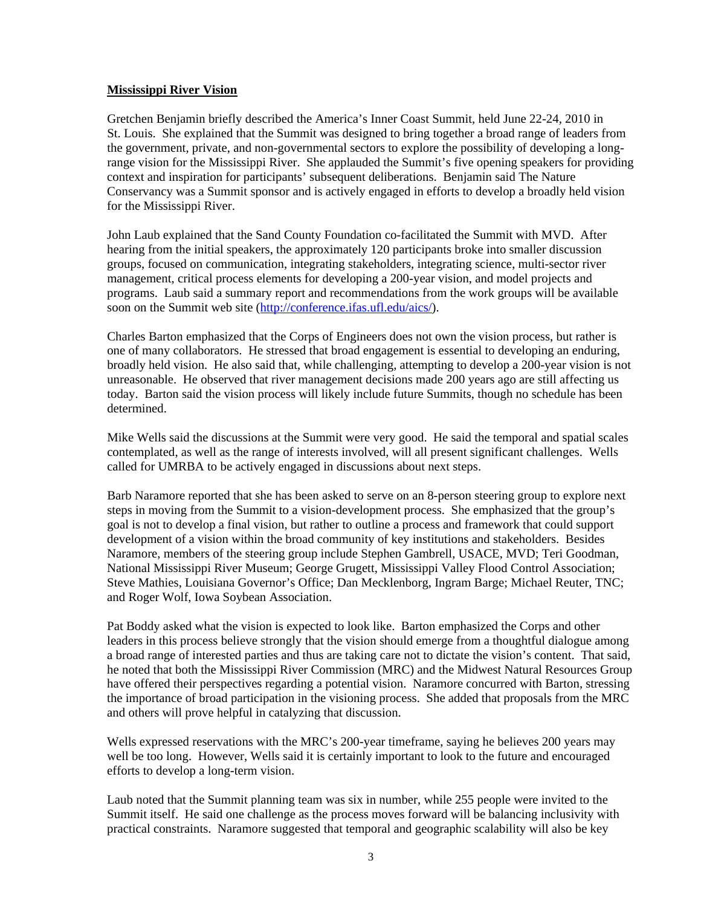**Mississippi River Vision**

Gretchen Benjamin briefly described the America's Inner Coast Summit, held June 22-24, 2010 in St. Louis. She explained that the Summit was designed to bring together a broad range of leaders from the government, private, and non-governmental sectors to explore the possibility of developing a long-range vision for the Mississippi River. She applauded the Summit's five opening speakers for providing context and inspiration for participants' subsequent deliberations. Benjamin said The Nature Conservancy was a Summit sponsor and is actively engaged in efforts to develop a broadly held vision for the Mississippi River.

John Laub explained that the Sand County Foundation co-facilitated the Summit with MVD. After hearing from the initial speakers, the approximately 120 participants broke into smaller discussion groups, focused on communication, integrating stakeholders, integrating science, multi-sector river management, critical process elements for developing a 200-year vision, and model projects and programs. Laub said a summary report and recommendations from the work groups will be available soon on the Summit web site (http://conference.ifas.ufl.edu/aics/).

Charles Barton emphasized that the Corps of Engineers does not own the vision process, but rather is one of many collaborators. He stressed that broad engagement is essential to developing an enduring, broadly held vision. He also said that, while challenging, attempting to develop a 200-year vision is not unreasonable. He observed that river management decisions made 200 years ago are still affecting us today. Barton said the vision process will likely include future Summits, though no schedule has been determined.

Mike Wells said the discussions at the Summit were very good. He said the temporal and spatial scales contemplated, as well as the range of interests involved, will all present significant challenges. Wells called for UMRBA to be actively engaged in discussions about next steps.

Barb Naramore reported that she has been asked to serve on an 8-person steering group to explore next steps in moving from the Summit to a vision-development process. She emphasized that the group's goal is not to develop a final vision, but rather to outline a process and framework that could support development of a vision within the broad community of key institutions and stakeholders. Besides Naramore, members of the steering group include Stephen Gambrell, USACE, MVD; Teri Goodman, National Mississippi River Museum; George Grugett, Mississippi Valley Flood Control Association; Steve Mathies, Louisiana Governor's Office; Dan Mecklenborg, Ingram Barge; Michael Reuter, TNC; and Roger Wolf, Iowa Soybean Association.

Pat Boddy asked what the vision is expected to look like. Barton emphasized the Corps and other leaders in this process believe strongly that the vision should emerge from a thoughtful dialogue among a broad range of interested parties and thus are taking care not to dictate the vision's content. That said, he noted that both the Mississippi River Commission (MRC) and the Midwest Natural Resources Group have offered their perspectives regarding a potential vision. Naramore concurred with Barton, stressing the importance of broad participation in the visioning process. She added that proposals from the MRC and others will prove helpful in catalyzing that discussion.

Wells expressed reservations with the MRC's 200-year timeframe, saying he believes 200 years may well be too long. However, Wells said it is certainly important to look to the future and encouraged efforts to develop a long-term vision.

Laub noted that the Summit planning team was six in number, while 255 people were invited to the Summit itself. He said one challenge as the process moves forward will be balancing inclusivity with practical constraints. Naramore suggested that temporal and geographic scalability will also be key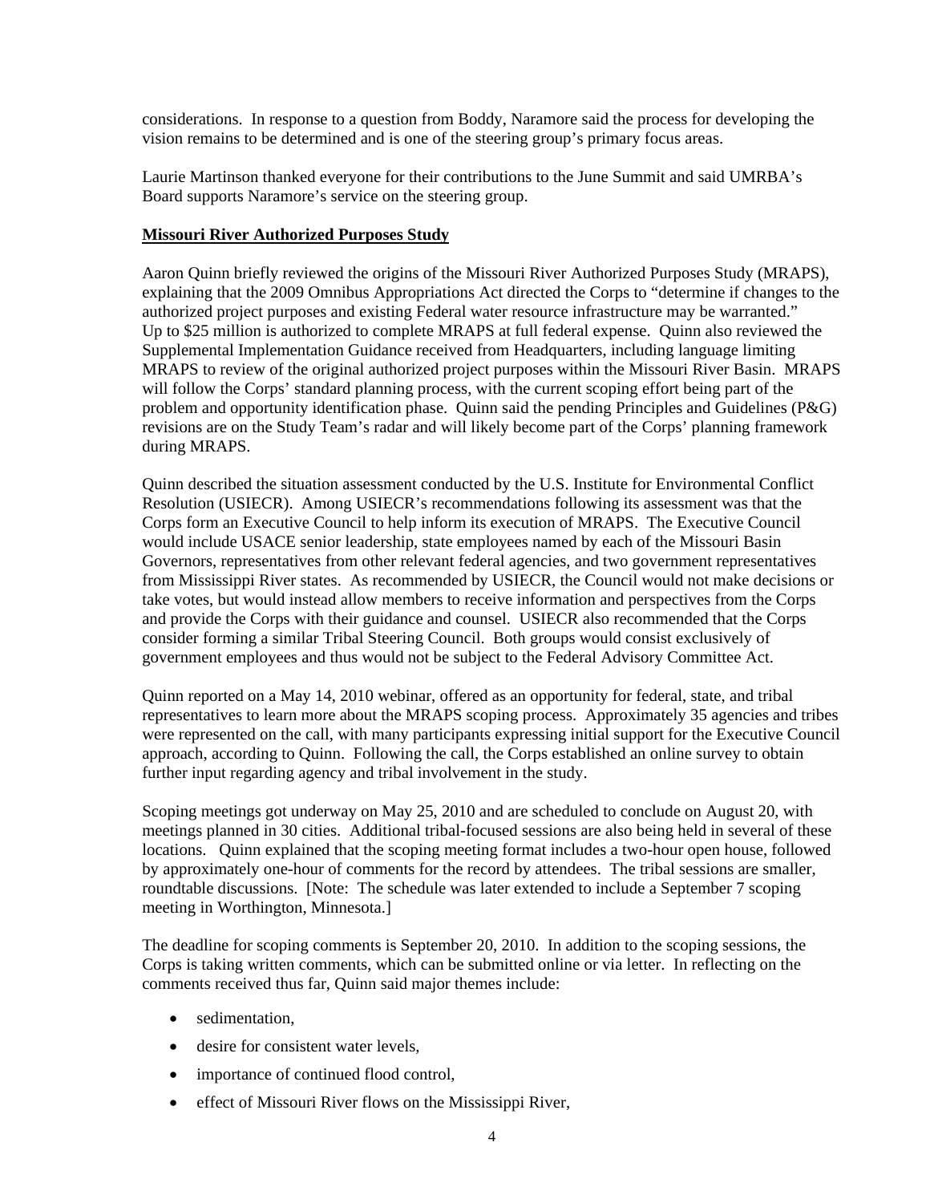considerations. In response to a question from Boddy, Naramore said the process for developing the vision remains to be determined and is one of the steering group's primary focus areas.

Laurie Martinson thanked everyone for their contributions to the June Summit and said UMRBA's Board supports Naramore's service on the steering group.

**Missouri River Authorized Purposes Study**

Aaron Quinn briefly reviewed the origins of the Missouri River Authorized Purposes Study (MRAPS), explaining that the 2009 Omnibus Appropriations Act directed the Corps to "determine if changes to the authorized project purposes and existing Federal water resource infrastructure may be warranted." Up to $25 million is authorized to complete MRAPS at full federal expense. Quinn also reviewed the Supplemental Implementation Guidance received from Headquarters, including language limiting MRAPS to review of the original authorized project purposes within the Missouri River Basin. MRAPS will follow the Corps' standard planning process, with the current scoping effort being part of the problem and opportunity identification phase. Quinn said the pending Principles and Guidelines (P&G) revisions are on the Study Team's radar and will likely become part of the Corps' planning framework during MRAPS.

Quinn described the situation assessment conducted by the U.S. Institute for Environmental Conflict Resolution (USIECR). Among USIECR's recommendations following its assessment was that the Corps form an Executive Council to help inform its execution of MRAPS. The Executive Council would include USACE senior leadership, state employees named by each of the Missouri Basin Governors, representatives from other relevant federal agencies, and two government representatives from Mississippi River states. As recommended by USIECR, the Council would not make decisions or take votes, but would instead allow members to receive information and perspectives from the Corps and provide the Corps with their guidance and counsel. USIECR also recommended that the Corps consider forming a similar Tribal Steering Council. Both groups would consist exclusively of government employees and thus would not be subject to the Federal Advisory Committee Act.

Quinn reported on a May 14, 2010 webinar, offered as an opportunity for federal, state, and tribal representatives to learn more about the MRAPS scoping process. Approximately 35 agencies and tribes were represented on the call, with many participants expressing initial support for the Executive Council approach, according to Quinn. Following the call, the Corps established an online survey to obtain further input regarding agency and tribal involvement in the study.

Scoping meetings got underway on May 25, 2010 and are scheduled to conclude on August 20, with meetings planned in 30 cities. Additional tribal-focused sessions are also being held in several of these locations. Quinn explained that the scoping meeting format includes a two-hour open house, followed by approximately one-hour of comments for the record by attendees. The tribal sessions are smaller, roundtable discussions. [Note: The schedule was later extended to include a September 7 scoping meeting in Worthington, Minnesota.]

The deadline for scoping comments is September 20, 2010. In addition to the scoping sessions, the Corps is taking written comments, which can be submitted online or via letter. In reflecting on the comments received thus far, Quinn said major themes include:

- sedimentation,
- desire for consistent water levels,
- importance of continued flood control,
- effect of Missouri River flows on the Mississippi River,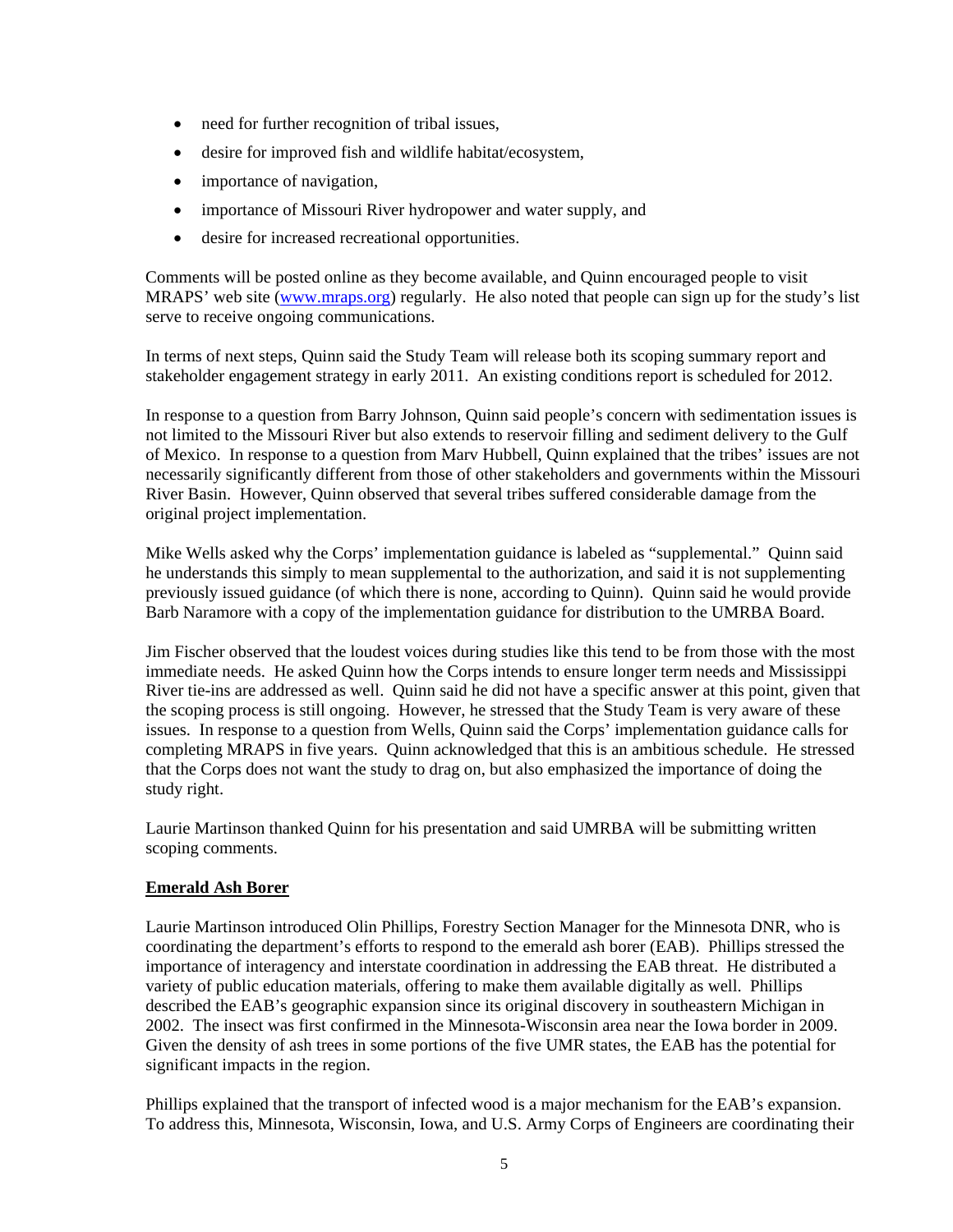- need for further recognition of tribal issues,
- desire for improved fish and wildlife habitat/ecosystem,
- importance of navigation,
- importance of Missouri River hydropower and water supply, and
- desire for increased recreational opportunities.

Comments will be posted online as they become available, and Quinn encouraged people to visit MRAPS' web site (www.mraps.org) regularly. He also noted that people can sign up for the study's list serve to receive ongoing communications.

In terms of next steps, Quinn said the Study Team will release both its scoping summary report and stakeholder engagement strategy in early 2011. An existing conditions report is scheduled for 2012.

In response to a question from Barry Johnson, Quinn said people's concern with sedimentation issues is not limited to the Missouri River but also extends to reservoir filling and sediment delivery to the Gulf of Mexico. In response to a question from Marv Hubbell, Quinn explained that the tribes' issues are not necessarily significantly different from those of other stakeholders and governments within the Missouri River Basin. However, Quinn observed that several tribes suffered considerable damage from the original project implementation.

Mike Wells asked why the Corps' implementation guidance is labeled as "supplemental." Quinn said he understands this simply to mean supplemental to the authorization, and said it is not supplementing previously issued guidance (of which there is none, according to Quinn). Quinn said he would provide Barb Naramore with a copy of the implementation guidance for distribution to the UMRBA Board.

Jim Fischer observed that the loudest voices during studies like this tend to be from those with the most immediate needs. He asked Quinn how the Corps intends to ensure longer term needs and Mississippi River tie-ins are addressed as well. Quinn said he did not have a specific answer at this point, given that the scoping process is still ongoing. However, he stressed that the Study Team is very aware of these issues. In response to a question from Wells, Quinn said the Corps' implementation guidance calls for completing MRAPS in five years. Quinn acknowledged that this is an ambitious schedule. He stressed that the Corps does not want the study to drag on, but also emphasized the importance of doing the study right.

Laurie Martinson thanked Quinn for his presentation and said UMRBA will be submitting written scoping comments.

## Emerald Ash Borer

Laurie Martinson introduced Olin Phillips, Forestry Section Manager for the Minnesota DNR, who is coordinating the department's efforts to respond to the emerald ash borer (EAB). Phillips stressed the importance of interagency and interstate coordination in addressing the EAB threat. He distributed a variety of public education materials, offering to make them available digitally as well. Phillips described the EAB's geographic expansion since its original discovery in southeastern Michigan in 2002. The insect was first confirmed in the Minnesota-Wisconsin area near the Iowa border in 2009. Given the density of ash trees in some portions of the five UMR states, the EAB has the potential for significant impacts in the region.

Phillips explained that the transport of infected wood is a major mechanism for the EAB's expansion. To address this, Minnesota, Wisconsin, Iowa, and U.S. Army Corps of Engineers are coordinating their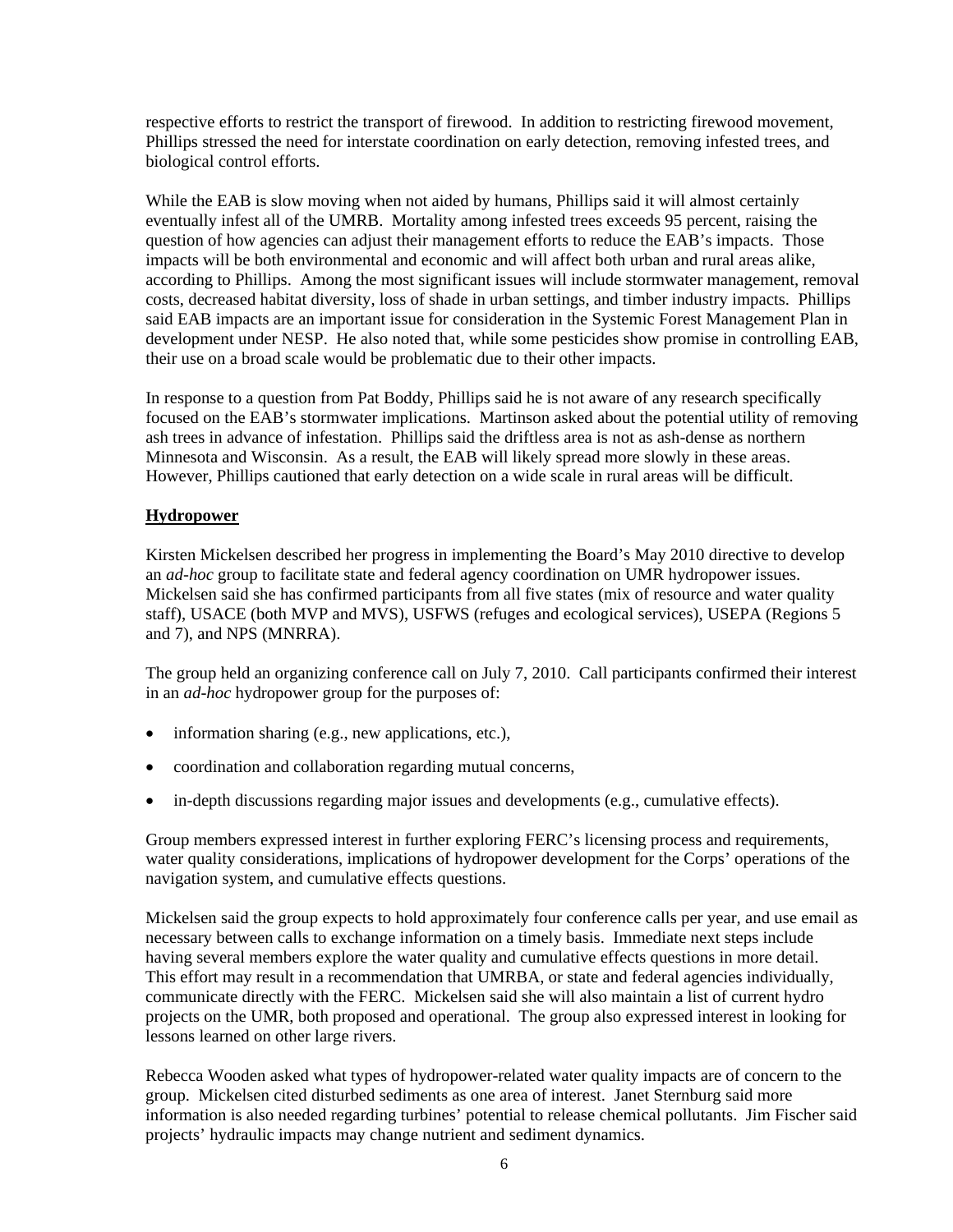respective efforts to restrict the transport of firewood. In addition to restricting firewood movement, Phillips stressed the need for interstate coordination on early detection, removing infested trees, and biological control efforts.

While the EAB is slow moving when not aided by humans, Phillips said it will almost certainly eventually infest all of the UMRB. Mortality among infested trees exceeds 95 percent, raising the question of how agencies can adjust their management efforts to reduce the EAB's impacts. Those impacts will be both environmental and economic and will affect both urban and rural areas alike, according to Phillips. Among the most significant issues will include stormwater management, removal costs, decreased habitat diversity, loss of shade in urban settings, and timber industry impacts. Phillips said EAB impacts are an important issue for consideration in the Systemic Forest Management Plan in development under NESP. He also noted that, while some pesticides show promise in controlling EAB, their use on a broad scale would be problematic due to their other impacts.

In response to a question from Pat Boddy, Phillips said he is not aware of any research specifically focused on the EAB's stormwater implications. Martinson asked about the potential utility of removing ash trees in advance of infestation. Phillips said the driftless area is not as ash-dense as northern Minnesota and Wisconsin. As a result, the EAB will likely spread more slowly in these areas. However, Phillips cautioned that early detection on a wide scale in rural areas will be difficult.

## Hydropower

Kirsten Mickelsen described her progress in implementing the Board's May 2010 directive to develop an *ad-hoc* group to facilitate state and federal agency coordination on UMR hydropower issues. Mickelsen said she has confirmed participants from all five states (mix of resource and water quality staff), USACE (both MVP and MVS), USFWS (refuges and ecological services), USEPA (Regions 5 and 7), and NPS (MNRRA).

The group held an organizing conference call on July 7, 2010. Call participants confirmed their interest in an *ad-hoc* hydropower group for the purposes of:

- information sharing (e.g., new applications, etc.),
- coordination and collaboration regarding mutual concerns,
- in-depth discussions regarding major issues and developments (e.g., cumulative effects).

Group members expressed interest in further exploring FERC's licensing process and requirements, water quality considerations, implications of hydropower development for the Corps' operations of the navigation system, and cumulative effects questions.

Mickelsen said the group expects to hold approximately four conference calls per year, and use email as necessary between calls to exchange information on a timely basis. Immediate next steps include having several members explore the water quality and cumulative effects questions in more detail. This effort may result in a recommendation that UMRBA, or state and federal agencies individually, communicate directly with the FERC. Mickelsen said she will also maintain a list of current hydro projects on the UMR, both proposed and operational. The group also expressed interest in looking for lessons learned on other large rivers.

Rebecca Wooden asked what types of hydropower-related water quality impacts are of concern to the group. Mickelsen cited disturbed sediments as one area of interest. Janet Sternburg said more information is also needed regarding turbines' potential to release chemical pollutants. Jim Fischer said projects' hydraulic impacts may change nutrient and sediment dynamics.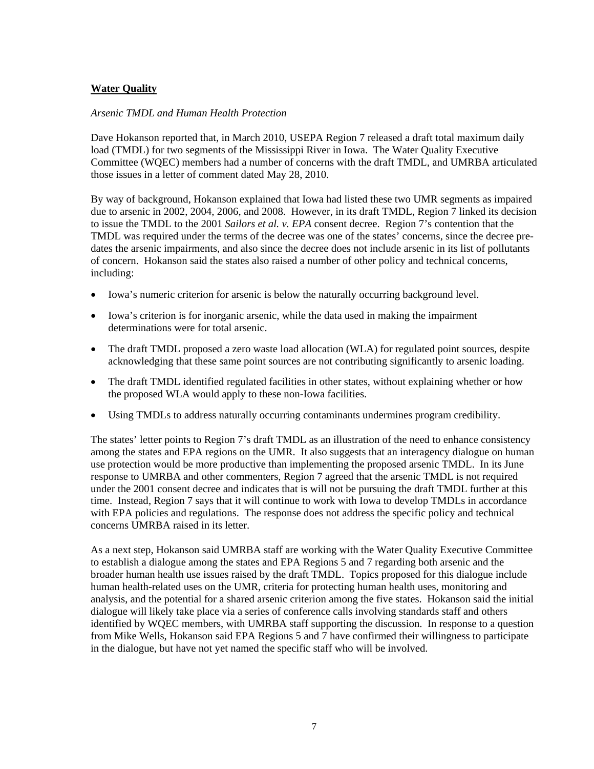## **Water Quality**

*Arsenic TMDL and Human Health Protection*

Dave Hokanson reported that, in March 2010, USEPA Region 7 released a draft total maximum daily load (TMDL) for two segments of the Mississippi River in Iowa. The Water Quality Executive Committee (WQEC) members had a number of concerns with the draft TMDL, and UMRBA articulated those issues in a letter of comment dated May 28, 2010.

By way of background, Hokanson explained that Iowa had listed these two UMR segments as impaired due to arsenic in 2002, 2004, 2006, and 2008. However, in its draft TMDL, Region 7 linked its decision to issue the TMDL to the 2001 *Sailors et al. v. EPA* consent decree. Region 7's contention that the TMDL was required under the terms of the decree was one of the states' concerns, since the decree pre-dates the arsenic impairments, and also since the decree does not include arsenic in its list of pollutants of concern. Hokanson said the states also raised a number of other policy and technical concerns, including:

- Iowa's numeric criterion for arsenic is below the naturally occurring background level.
- Iowa's criterion is for inorganic arsenic, while the data used in making the impairment determinations were for total arsenic.
- The draft TMDL proposed a zero waste load allocation (WLA) for regulated point sources, despite acknowledging that these same point sources are not contributing significantly to arsenic loading.
- The draft TMDL identified regulated facilities in other states, without explaining whether or how the proposed WLA would apply to these non-Iowa facilities.
- Using TMDLs to address naturally occurring contaminants undermines program credibility.

The states' letter points to Region 7's draft TMDL as an illustration of the need to enhance consistency among the states and EPA regions on the UMR. It also suggests that an interagency dialogue on human use protection would be more productive than implementing the proposed arsenic TMDL. In its June response to UMRBA and other commenters, Region 7 agreed that the arsenic TMDL is not required under the 2001 consent decree and indicates that is will not be pursuing the draft TMDL further at this time. Instead, Region 7 says that it will continue to work with Iowa to develop TMDLs in accordance with EPA policies and regulations. The response does not address the specific policy and technical concerns UMRBA raised in its letter.

As a next step, Hokanson said UMRBA staff are working with the Water Quality Executive Committee to establish a dialogue among the states and EPA Regions 5 and 7 regarding both arsenic and the broader human health use issues raised by the draft TMDL. Topics proposed for this dialogue include human health-related uses on the UMR, criteria for protecting human health uses, monitoring and analysis, and the potential for a shared arsenic criterion among the five states. Hokanson said the initial dialogue will likely take place via a series of conference calls involving standards staff and others identified by WQEC members, with UMRBA staff supporting the discussion. In response to a question from Mike Wells, Hokanson said EPA Regions 5 and 7 have confirmed their willingness to participate in the dialogue, but have not yet named the specific staff who will be involved.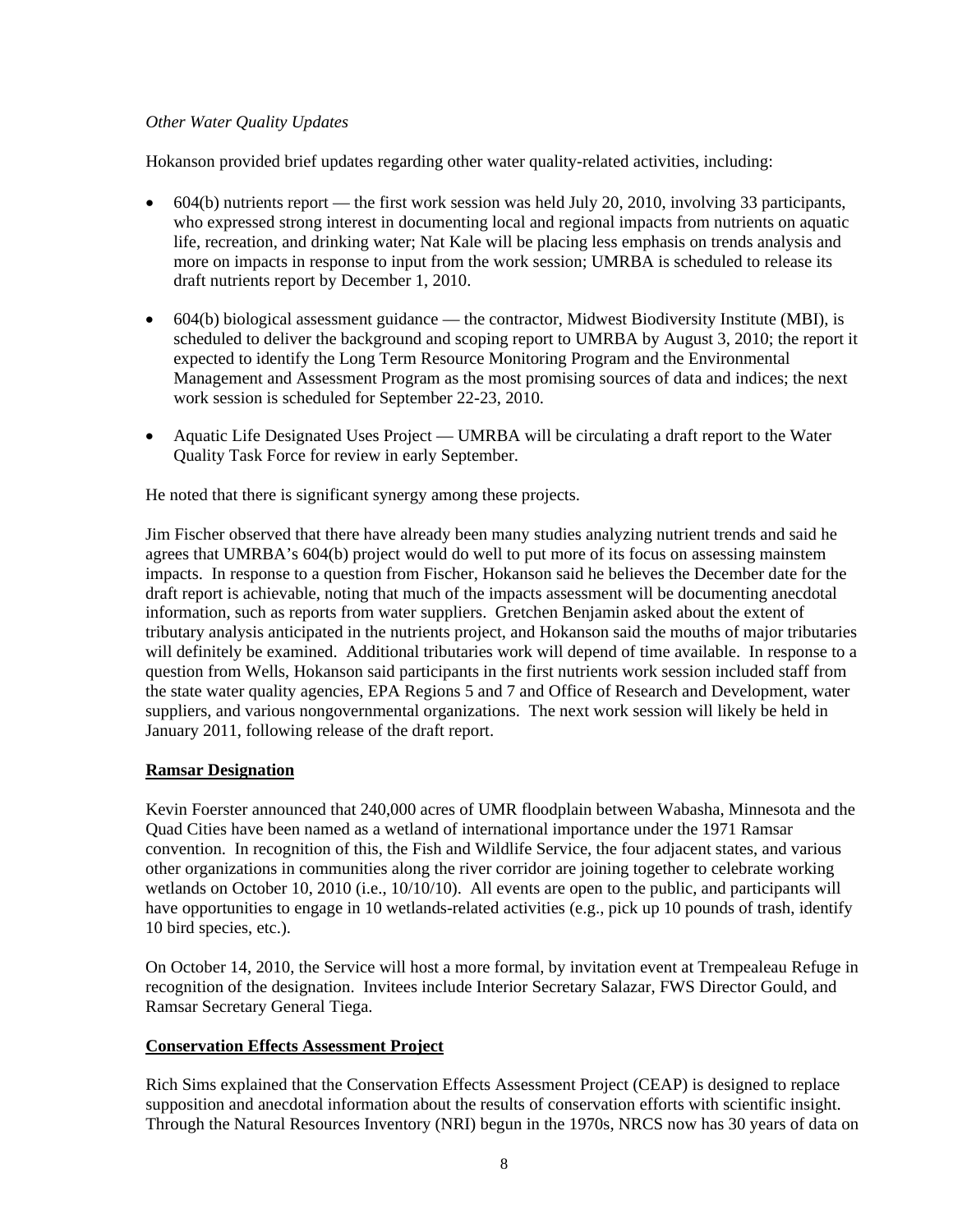*Other Water Quality Updates*

Hokanson provided brief updates regarding other water quality-related activities, including:

- 604(b) nutrients report — the first work session was held July 20, 2010, involving 33 participants, who expressed strong interest in documenting local and regional impacts from nutrients on aquatic life, recreation, and drinking water; Nat Kale will be placing less emphasis on trends analysis and more on impacts in response to input from the work session; UMRBA is scheduled to release its draft nutrients report by December 1, 2010.

- 604(b) biological assessment guidance — the contractor, Midwest Biodiversity Institute (MBI), is scheduled to deliver the background and scoping report to UMRBA by August 3, 2010; the report it expected to identify the Long Term Resource Monitoring Program and the Environmental Management and Assessment Program as the most promising sources of data and indices; the next work session is scheduled for September 22-23, 2010.

- Aquatic Life Designated Uses Project — UMRBA will be circulating a draft report to the Water Quality Task Force for review in early September.

He noted that there is significant synergy among these projects.

Jim Fischer observed that there have already been many studies analyzing nutrient trends and said he agrees that UMRBA's 604(b) project would do well to put more of its focus on assessing mainstem impacts. In response to a question from Fischer, Hokanson said he believes the December date for the draft report is achievable, noting that much of the impacts assessment will be documenting anecdotal information, such as reports from water suppliers. Gretchen Benjamin asked about the extent of tributary analysis anticipated in the nutrients project, and Hokanson said the mouths of major tributaries will definitely be examined. Additional tributaries work will depend of time available. In response to a question from Wells, Hokanson said participants in the first nutrients work session included staff from the state water quality agencies, EPA Regions 5 and 7 and Office of Research and Development, water suppliers, and various nongovernmental organizations. The next work session will likely be held in January 2011, following release of the draft report.

**Ramsar Designation**

Kevin Foerster announced that 240,000 acres of UMR floodplain between Wabasha, Minnesota and the Quad Cities have been named as a wetland of international importance under the 1971 Ramsar convention. In recognition of this, the Fish and Wildlife Service, the four adjacent states, and various other organizations in communities along the river corridor are joining together to celebrate working wetlands on October 10, 2010 (i.e., 10/10/10). All events are open to the public, and participants will have opportunities to engage in 10 wetlands-related activities (e.g., pick up 10 pounds of trash, identify 10 bird species, etc.).

On October 14, 2010, the Service will host a more formal, by invitation event at Trempealeau Refuge in recognition of the designation. Invitees include Interior Secretary Salazar, FWS Director Gould, and Ramsar Secretary General Tiega.

**Conservation Effects Assessment Project**

Rich Sims explained that the Conservation Effects Assessment Project (CEAP) is designed to replace supposition and anecdotal information about the results of conservation efforts with scientific insight. Through the Natural Resources Inventory (NRI) begun in the 1970s, NRCS now has 30 years of data on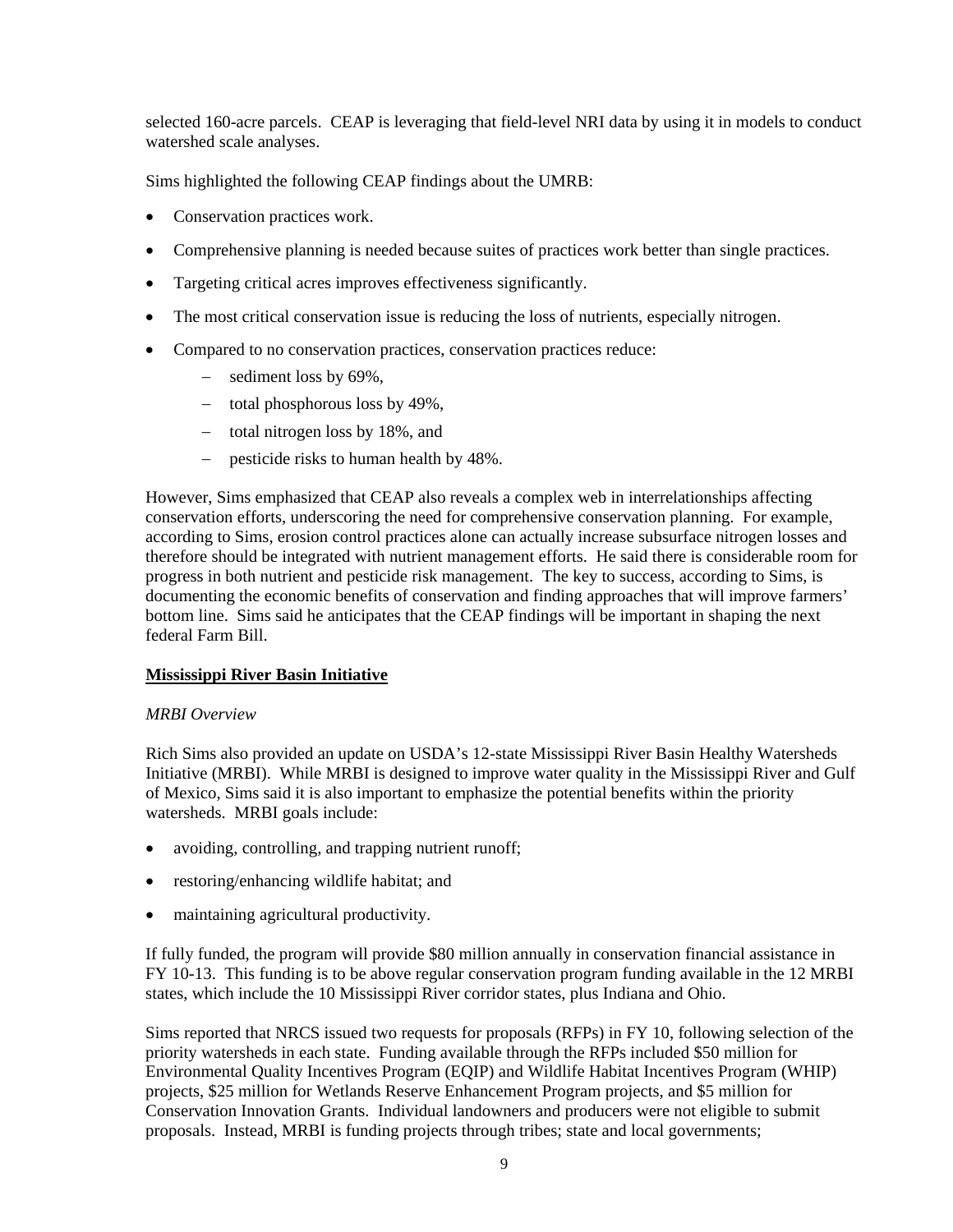selected 160-acre parcels. CEAP is leveraging that field-level NRI data by using it in models to conduct watershed scale analyses.

Sims highlighted the following CEAP findings about the UMRB:

- Conservation practices work.
- Comprehensive planning is needed because suites of practices work better than single practices.
- Targeting critical acres improves effectiveness significantly.
- The most critical conservation issue is reducing the loss of nutrients, especially nitrogen.
- Compared to no conservation practices, conservation practices reduce:
  - sediment loss by 69%,
  - total phosphorous loss by 49%,
  - total nitrogen loss by 18%, and
  - pesticide risks to human health by 48%.

However, Sims emphasized that CEAP also reveals a complex web in interrelationships affecting conservation efforts, underscoring the need for comprehensive conservation planning. For example, according to Sims, erosion control practices alone can actually increase subsurface nitrogen losses and therefore should be integrated with nutrient management efforts. He said there is considerable room for progress in both nutrient and pesticide risk management. The key to success, according to Sims, is documenting the economic benefits of conservation and finding approaches that will improve farmers' bottom line. Sims said he anticipates that the CEAP findings will be important in shaping the next federal Farm Bill.

## Mississippi River Basin Initiative

### *MRBI Overview*

Rich Sims also provided an update on USDA's 12-state Mississippi River Basin Healthy Watersheds Initiative (MRBI). While MRBI is designed to improve water quality in the Mississippi River and Gulf of Mexico, Sims said it is also important to emphasize the potential benefits within the priority watersheds. MRBI goals include:

- avoiding, controlling, and trapping nutrient runoff;
- restoring/enhancing wildlife habitat; and
- maintaining agricultural productivity.

If fully funded, the program will provide $80 million annually in conservation financial assistance in FY 10-13. This funding is to be above regular conservation program funding available in the 12 MRBI states, which include the 10 Mississippi River corridor states, plus Indiana and Ohio.

Sims reported that NRCS issued two requests for proposals (RFPs) in FY 10, following selection of the priority watersheds in each state. Funding available through the RFPs included $50 million for Environmental Quality Incentives Program (EQIP) and Wildlife Habitat Incentives Program (WHIP) projects, $25 million for Wetlands Reserve Enhancement Program projects, and $5 million for Conservation Innovation Grants. Individual landowners and producers were not eligible to submit proposals. Instead, MRBI is funding projects through tribes; state and local governments;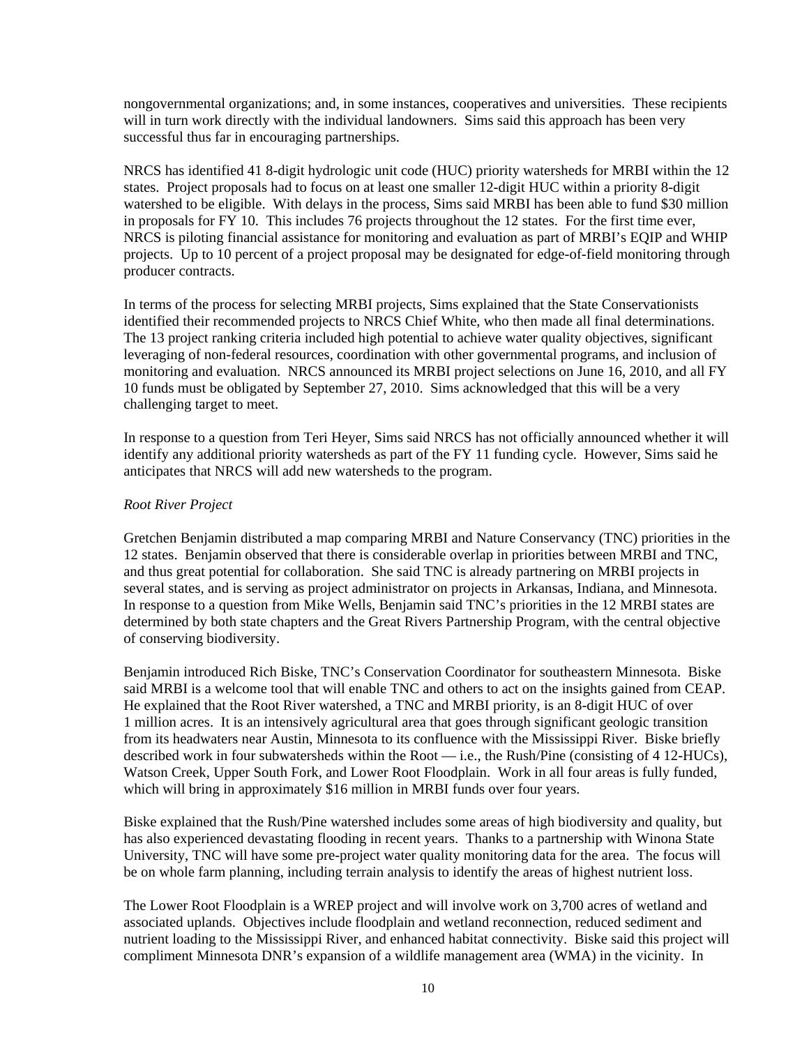nongovernmental organizations; and, in some instances, cooperatives and universities. These recipients will in turn work directly with the individual landowners. Sims said this approach has been very successful thus far in encouraging partnerships.

NRCS has identified 41 8-digit hydrologic unit code (HUC) priority watersheds for MRBI within the 12 states. Project proposals had to focus on at least one smaller 12-digit HUC within a priority 8-digit watershed to be eligible. With delays in the process, Sims said MRBI has been able to fund $30 million in proposals for FY 10. This includes 76 projects throughout the 12 states. For the first time ever, NRCS is piloting financial assistance for monitoring and evaluation as part of MRBI's EQIP and WHIP projects. Up to 10 percent of a project proposal may be designated for edge-of-field monitoring through producer contracts.

In terms of the process for selecting MRBI projects, Sims explained that the State Conservationists identified their recommended projects to NRCS Chief White, who then made all final determinations. The 13 project ranking criteria included high potential to achieve water quality objectives, significant leveraging of non-federal resources, coordination with other governmental programs, and inclusion of monitoring and evaluation. NRCS announced its MRBI project selections on June 16, 2010, and all FY 10 funds must be obligated by September 27, 2010. Sims acknowledged that this will be a very challenging target to meet.

In response to a question from Teri Heyer, Sims said NRCS has not officially announced whether it will identify any additional priority watersheds as part of the FY 11 funding cycle. However, Sims said he anticipates that NRCS will add new watersheds to the program.

*Root River Project*

Gretchen Benjamin distributed a map comparing MRBI and Nature Conservancy (TNC) priorities in the 12 states. Benjamin observed that there is considerable overlap in priorities between MRBI and TNC, and thus great potential for collaboration. She said TNC is already partnering on MRBI projects in several states, and is serving as project administrator on projects in Arkansas, Indiana, and Minnesota. In response to a question from Mike Wells, Benjamin said TNC's priorities in the 12 MRBI states are determined by both state chapters and the Great Rivers Partnership Program, with the central objective of conserving biodiversity.

Benjamin introduced Rich Biske, TNC's Conservation Coordinator for southeastern Minnesota. Biske said MRBI is a welcome tool that will enable TNC and others to act on the insights gained from CEAP. He explained that the Root River watershed, a TNC and MRBI priority, is an 8-digit HUC of over 1 million acres. It is an intensively agricultural area that goes through significant geologic transition from its headwaters near Austin, Minnesota to its confluence with the Mississippi River. Biske briefly described work in four subwatersheds within the Root — i.e., the Rush/Pine (consisting of 4 12-HUCs), Watson Creek, Upper South Fork, and Lower Root Floodplain. Work in all four areas is fully funded, which will bring in approximately $16 million in MRBI funds over four years.

Biske explained that the Rush/Pine watershed includes some areas of high biodiversity and quality, but has also experienced devastating flooding in recent years. Thanks to a partnership with Winona State University, TNC will have some pre-project water quality monitoring data for the area. The focus will be on whole farm planning, including terrain analysis to identify the areas of highest nutrient loss.

The Lower Root Floodplain is a WREP project and will involve work on 3,700 acres of wetland and associated uplands. Objectives include floodplain and wetland reconnection, reduced sediment and nutrient loading to the Mississippi River, and enhanced habitat connectivity. Biske said this project will compliment Minnesota DNR's expansion of a wildlife management area (WMA) in the vicinity. In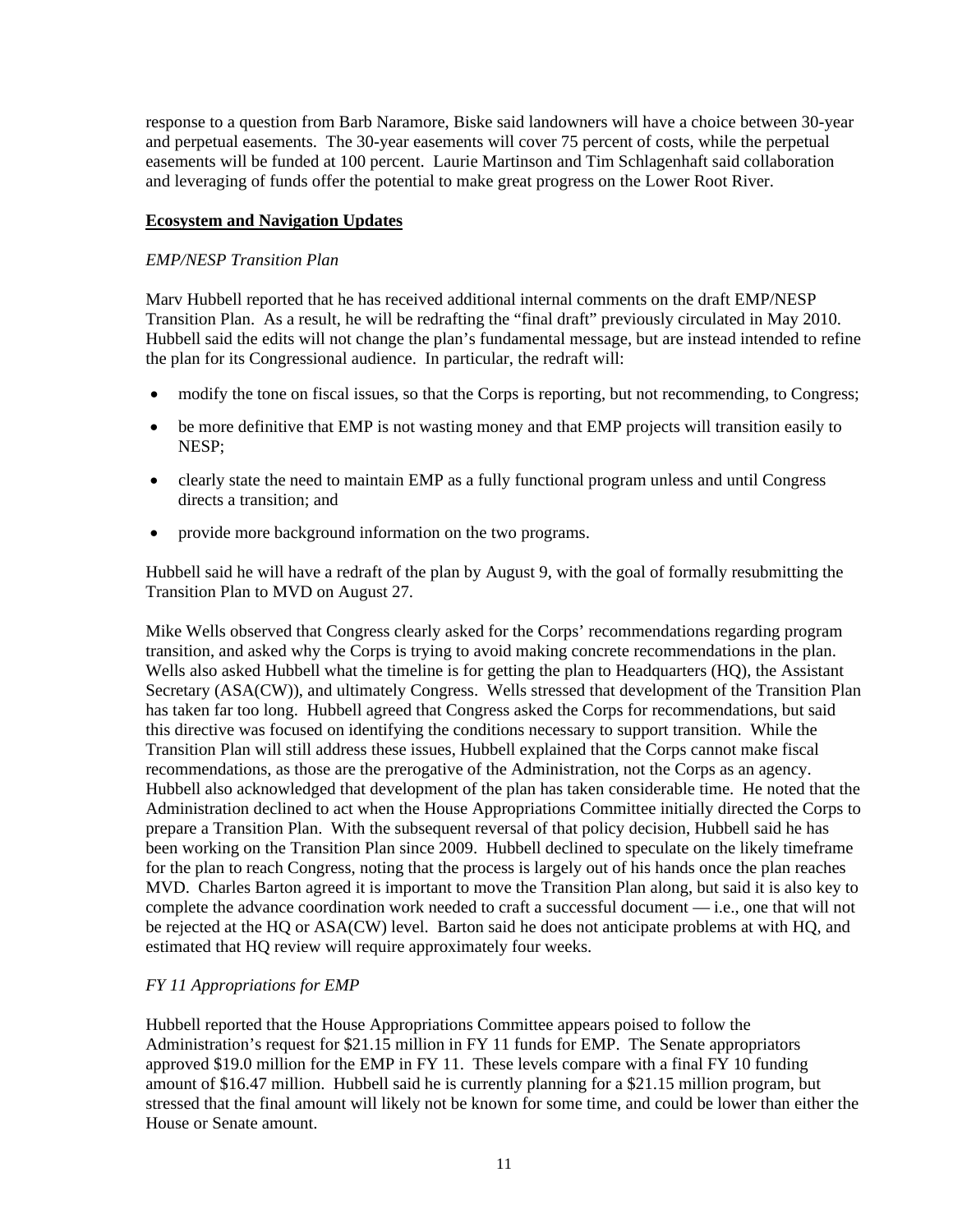response to a question from Barb Naramore, Biske said landowners will have a choice between 30-year and perpetual easements. The 30-year easements will cover 75 percent of costs, while the perpetual easements will be funded at 100 percent. Laurie Martinson and Tim Schlagenhaft said collaboration and leveraging of funds offer the potential to make great progress on the Lower Root River.

**Ecosystem and Navigation Updates**

*EMP/NESP Transition Plan*

Marv Hubbell reported that he has received additional internal comments on the draft EMP/NESP Transition Plan. As a result, he will be redrafting the "final draft" previously circulated in May 2010. Hubbell said the edits will not change the plan's fundamental message, but are instead intended to refine the plan for its Congressional audience. In particular, the redraft will:

- modify the tone on fiscal issues, so that the Corps is reporting, but not recommending, to Congress;
- be more definitive that EMP is not wasting money and that EMP projects will transition easily to NESP;
- clearly state the need to maintain EMP as a fully functional program unless and until Congress directs a transition; and
- provide more background information on the two programs.

Hubbell said he will have a redraft of the plan by August 9, with the goal of formally resubmitting the Transition Plan to MVD on August 27.

Mike Wells observed that Congress clearly asked for the Corps' recommendations regarding program transition, and asked why the Corps is trying to avoid making concrete recommendations in the plan. Wells also asked Hubbell what the timeline is for getting the plan to Headquarters (HQ), the Assistant Secretary (ASA(CW)), and ultimately Congress. Wells stressed that development of the Transition Plan has taken far too long. Hubbell agreed that Congress asked the Corps for recommendations, but said this directive was focused on identifying the conditions necessary to support transition. While the Transition Plan will still address these issues, Hubbell explained that the Corps cannot make fiscal recommendations, as those are the prerogative of the Administration, not the Corps as an agency. Hubbell also acknowledged that development of the plan has taken considerable time. He noted that the Administration declined to act when the House Appropriations Committee initially directed the Corps to prepare a Transition Plan. With the subsequent reversal of that policy decision, Hubbell said he has been working on the Transition Plan since 2009. Hubbell declined to speculate on the likely timeframe for the plan to reach Congress, noting that the process is largely out of his hands once the plan reaches MVD. Charles Barton agreed it is important to move the Transition Plan along, but said it is also key to complete the advance coordination work needed to craft a successful document — i.e., one that will not be rejected at the HQ or ASA(CW) level. Barton said he does not anticipate problems at with HQ, and estimated that HQ review will require approximately four weeks.

*FY 11 Appropriations for EMP*

Hubbell reported that the House Appropriations Committee appears poised to follow the Administration's request for $21.15 million in FY 11 funds for EMP. The Senate appropriators approved $19.0 million for the EMP in FY 11. These levels compare with a final FY 10 funding amount of $16.47 million. Hubbell said he is currently planning for a $21.15 million program, but stressed that the final amount will likely not be known for some time, and could be lower than either the House or Senate amount.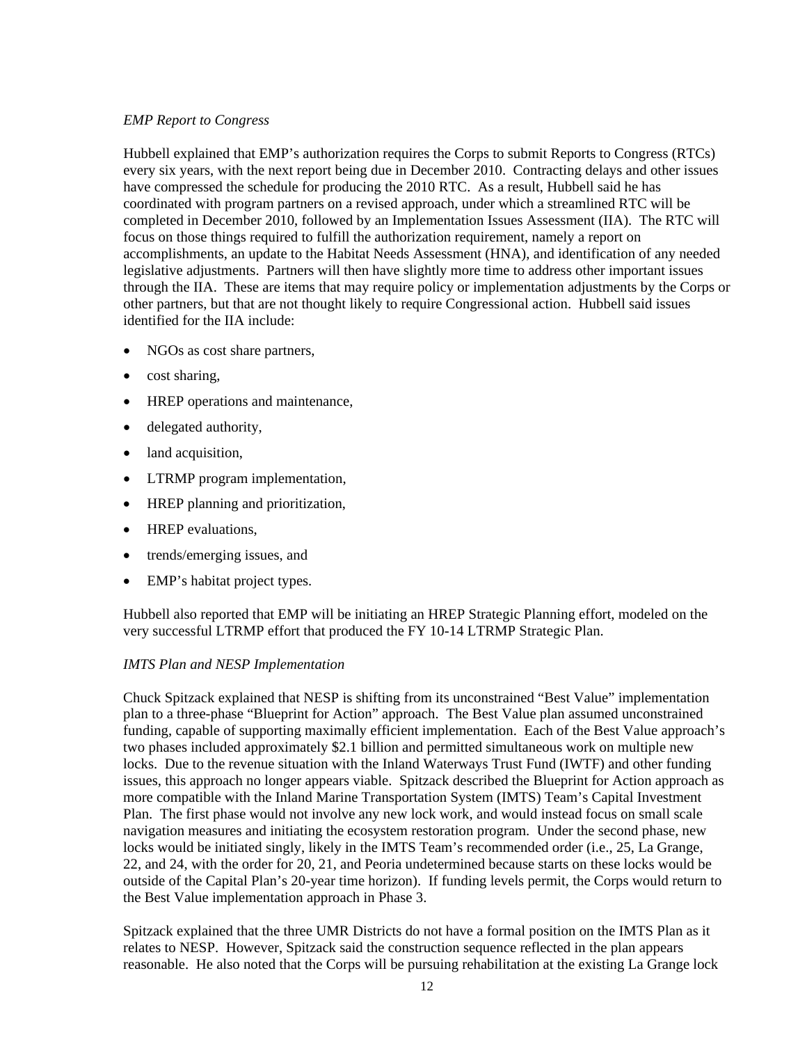*EMP Report to Congress*

Hubbell explained that EMP's authorization requires the Corps to submit Reports to Congress (RTCs) every six years, with the next report being due in December 2010. Contracting delays and other issues have compressed the schedule for producing the 2010 RTC. As a result, Hubbell said he has coordinated with program partners on a revised approach, under which a streamlined RTC will be completed in December 2010, followed by an Implementation Issues Assessment (IIA). The RTC will focus on those things required to fulfill the authorization requirement, namely a report on accomplishments, an update to the Habitat Needs Assessment (HNA), and identification of any needed legislative adjustments. Partners will then have slightly more time to address other important issues through the IIA. These are items that may require policy or implementation adjustments by the Corps or other partners, but that are not thought likely to require Congressional action. Hubbell said issues identified for the IIA include:

- NGOs as cost share partners,
- cost sharing,
- HREP operations and maintenance,
- delegated authority,
- land acquisition,
- LTRMP program implementation,
- HREP planning and prioritization,
- HREP evaluations,
- trends/emerging issues, and
- EMP's habitat project types.

Hubbell also reported that EMP will be initiating an HREP Strategic Planning effort, modeled on the very successful LTRMP effort that produced the FY 10-14 LTRMP Strategic Plan.

*IMTS Plan and NESP Implementation*

Chuck Spitzack explained that NESP is shifting from its unconstrained "Best Value" implementation plan to a three-phase "Blueprint for Action" approach. The Best Value plan assumed unconstrained funding, capable of supporting maximally efficient implementation. Each of the Best Value approach's two phases included approximately $2.1 billion and permitted simultaneous work on multiple new locks. Due to the revenue situation with the Inland Waterways Trust Fund (IWTF) and other funding issues, this approach no longer appears viable. Spitzack described the Blueprint for Action approach as more compatible with the Inland Marine Transportation System (IMTS) Team's Capital Investment Plan. The first phase would not involve any new lock work, and would instead focus on small scale navigation measures and initiating the ecosystem restoration program. Under the second phase, new locks would be initiated singly, likely in the IMTS Team's recommended order (i.e., 25, La Grange, 22, and 24, with the order for 20, 21, and Peoria undetermined because starts on these locks would be outside of the Capital Plan's 20-year time horizon). If funding levels permit, the Corps would return to the Best Value implementation approach in Phase 3.

Spitzack explained that the three UMR Districts do not have a formal position on the IMTS Plan as it relates to NESP. However, Spitzack said the construction sequence reflected in the plan appears reasonable. He also noted that the Corps will be pursuing rehabilitation at the existing La Grange lock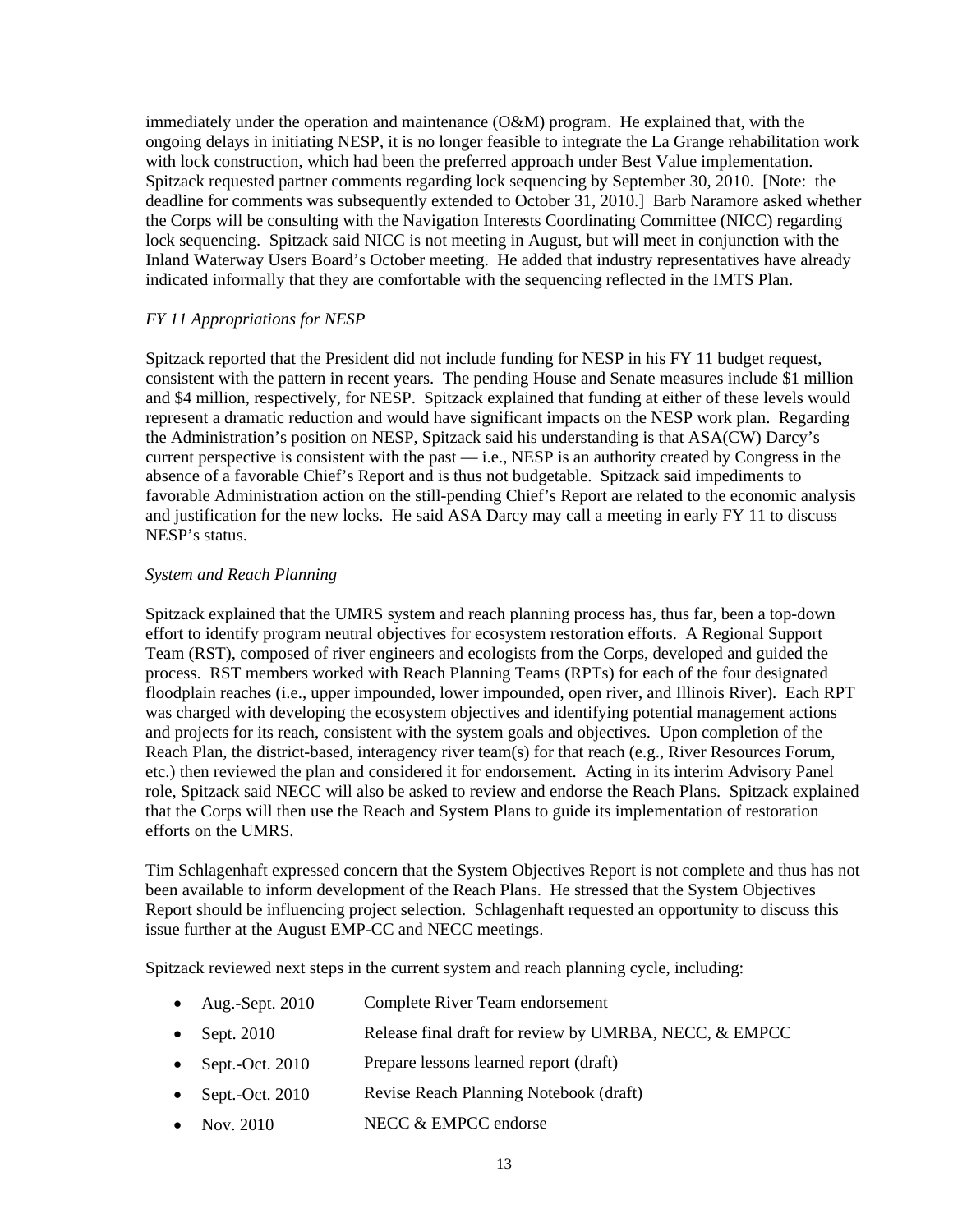immediately under the operation and maintenance (O&M) program. He explained that, with the ongoing delays in initiating NESP, it is no longer feasible to integrate the La Grange rehabilitation work with lock construction, which had been the preferred approach under Best Value implementation. Spitzack requested partner comments regarding lock sequencing by September 30, 2010. [Note: the deadline for comments was subsequently extended to October 31, 2010.] Barb Naramore asked whether the Corps will be consulting with the Navigation Interests Coordinating Committee (NICC) regarding lock sequencing. Spitzack said NICC is not meeting in August, but will meet in conjunction with the Inland Waterway Users Board's October meeting. He added that industry representatives have already indicated informally that they are comfortable with the sequencing reflected in the IMTS Plan.

*FY 11 Appropriations for NESP*

Spitzack reported that the President did not include funding for NESP in his FY 11 budget request, consistent with the pattern in recent years. The pending House and Senate measures include $1 million and $4 million, respectively, for NESP. Spitzack explained that funding at either of these levels would represent a dramatic reduction and would have significant impacts on the NESP work plan. Regarding the Administration's position on NESP, Spitzack said his understanding is that ASA(CW) Darcy's current perspective is consistent with the past — i.e., NESP is an authority created by Congress in the absence of a favorable Chief's Report and is thus not budgetable. Spitzack said impediments to favorable Administration action on the still-pending Chief's Report are related to the economic analysis and justification for the new locks. He said ASA Darcy may call a meeting in early FY 11 to discuss NESP's status.

*System and Reach Planning*

Spitzack explained that the UMRS system and reach planning process has, thus far, been a top-down effort to identify program neutral objectives for ecosystem restoration efforts. A Regional Support Team (RST), composed of river engineers and ecologists from the Corps, developed and guided the process. RST members worked with Reach Planning Teams (RPTs) for each of the four designated floodplain reaches (i.e., upper impounded, lower impounded, open river, and Illinois River). Each RPT was charged with developing the ecosystem objectives and identifying potential management actions and projects for its reach, consistent with the system goals and objectives. Upon completion of the Reach Plan, the district-based, interagency river team(s) for that reach (e.g., River Resources Forum, etc.) then reviewed the plan and considered it for endorsement. Acting in its interim Advisory Panel role, Spitzack said NECC will also be asked to review and endorse the Reach Plans. Spitzack explained that the Corps will then use the Reach and System Plans to guide its implementation of restoration efforts on the UMRS.

Tim Schlagenhaft expressed concern that the System Objectives Report is not complete and thus has not been available to inform development of the Reach Plans. He stressed that the System Objectives Report should be influencing project selection. Schlagenhaft requested an opportunity to discuss this issue further at the August EMP-CC and NECC meetings.

Spitzack reviewed next steps in the current system and reach planning cycle, including:

- Aug.-Sept. 2010 Complete River Team endorsement
- Sept. 2010 Release final draft for review by UMRBA, NECC, & EMPCC
- Sept.-Oct. 2010 Prepare lessons learned report (draft)
- Sept.-Oct. 2010 Revise Reach Planning Notebook (draft)
- Nov. 2010 NECC & EMPCC endorse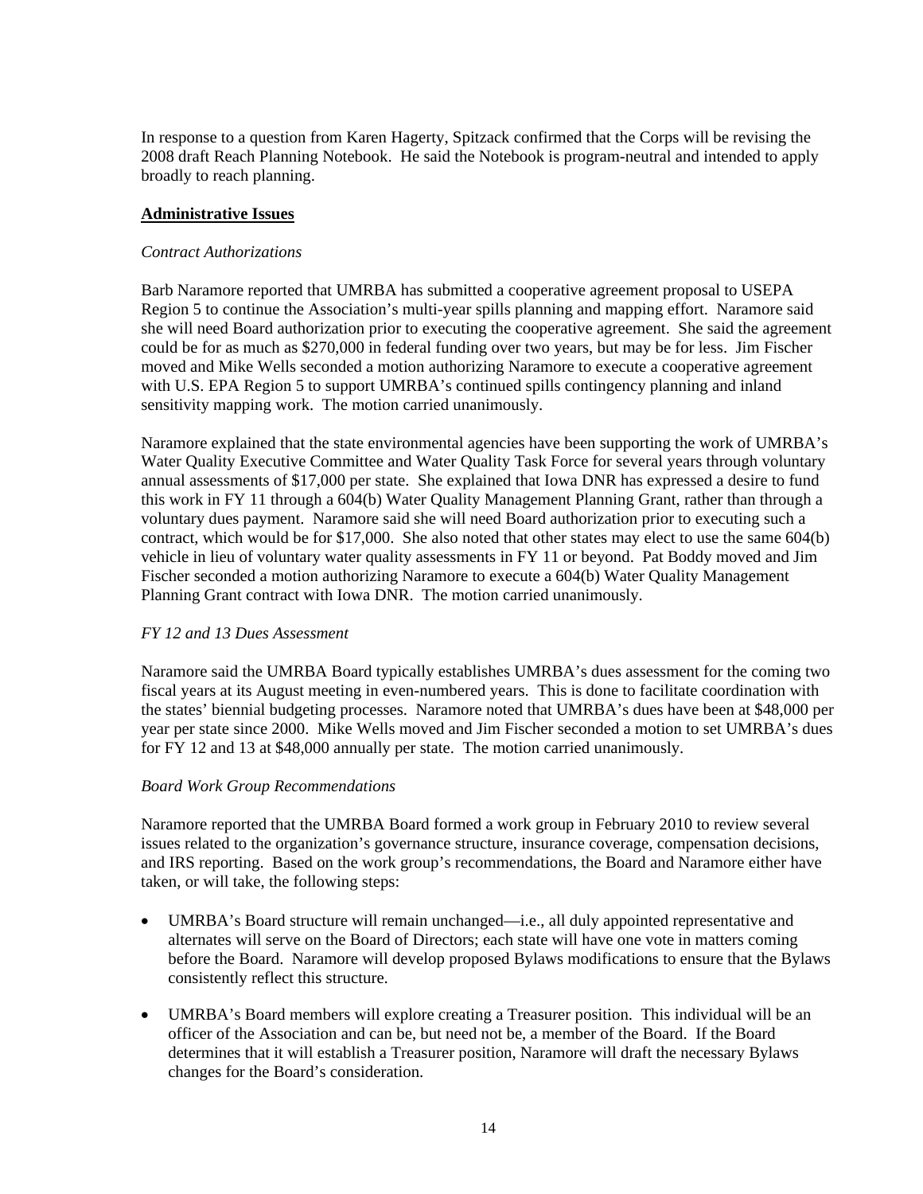In response to a question from Karen Hagerty, Spitzack confirmed that the Corps will be revising the 2008 draft Reach Planning Notebook. He said the Notebook is program-neutral and intended to apply broadly to reach planning.

**Administrative Issues**

*Contract Authorizations*

Barb Naramore reported that UMRBA has submitted a cooperative agreement proposal to USEPA Region 5 to continue the Association's multi-year spills planning and mapping effort. Naramore said she will need Board authorization prior to executing the cooperative agreement. She said the agreement could be for as much as $270,000 in federal funding over two years, but may be for less. Jim Fischer moved and Mike Wells seconded a motion authorizing Naramore to execute a cooperative agreement with U.S. EPA Region 5 to support UMRBA's continued spills contingency planning and inland sensitivity mapping work. The motion carried unanimously.

Naramore explained that the state environmental agencies have been supporting the work of UMRBA's Water Quality Executive Committee and Water Quality Task Force for several years through voluntary annual assessments of $17,000 per state. She explained that Iowa DNR has expressed a desire to fund this work in FY 11 through a 604(b) Water Quality Management Planning Grant, rather than through a voluntary dues payment. Naramore said she will need Board authorization prior to executing such a contract, which would be for $17,000. She also noted that other states may elect to use the same 604(b) vehicle in lieu of voluntary water quality assessments in FY 11 or beyond. Pat Boddy moved and Jim Fischer seconded a motion authorizing Naramore to execute a 604(b) Water Quality Management Planning Grant contract with Iowa DNR. The motion carried unanimously.

*FY 12 and 13 Dues Assessment*

Naramore said the UMRBA Board typically establishes UMRBA's dues assessment for the coming two fiscal years at its August meeting in even-numbered years. This is done to facilitate coordination with the states' biennial budgeting processes. Naramore noted that UMRBA's dues have been at $48,000 per year per state since 2000. Mike Wells moved and Jim Fischer seconded a motion to set UMRBA's dues for FY 12 and 13 at $48,000 annually per state. The motion carried unanimously.

*Board Work Group Recommendations*

Naramore reported that the UMRBA Board formed a work group in February 2010 to review several issues related to the organization's governance structure, insurance coverage, compensation decisions, and IRS reporting. Based on the work group's recommendations, the Board and Naramore either have taken, or will take, the following steps:

- UMRBA's Board structure will remain unchanged—i.e., all duly appointed representative and alternates will serve on the Board of Directors; each state will have one vote in matters coming before the Board. Naramore will develop proposed Bylaws modifications to ensure that the Bylaws consistently reflect this structure.

- UMRBA's Board members will explore creating a Treasurer position. This individual will be an officer of the Association and can be, but need not be, a member of the Board. If the Board determines that it will establish a Treasurer position, Naramore will draft the necessary Bylaws changes for the Board's consideration.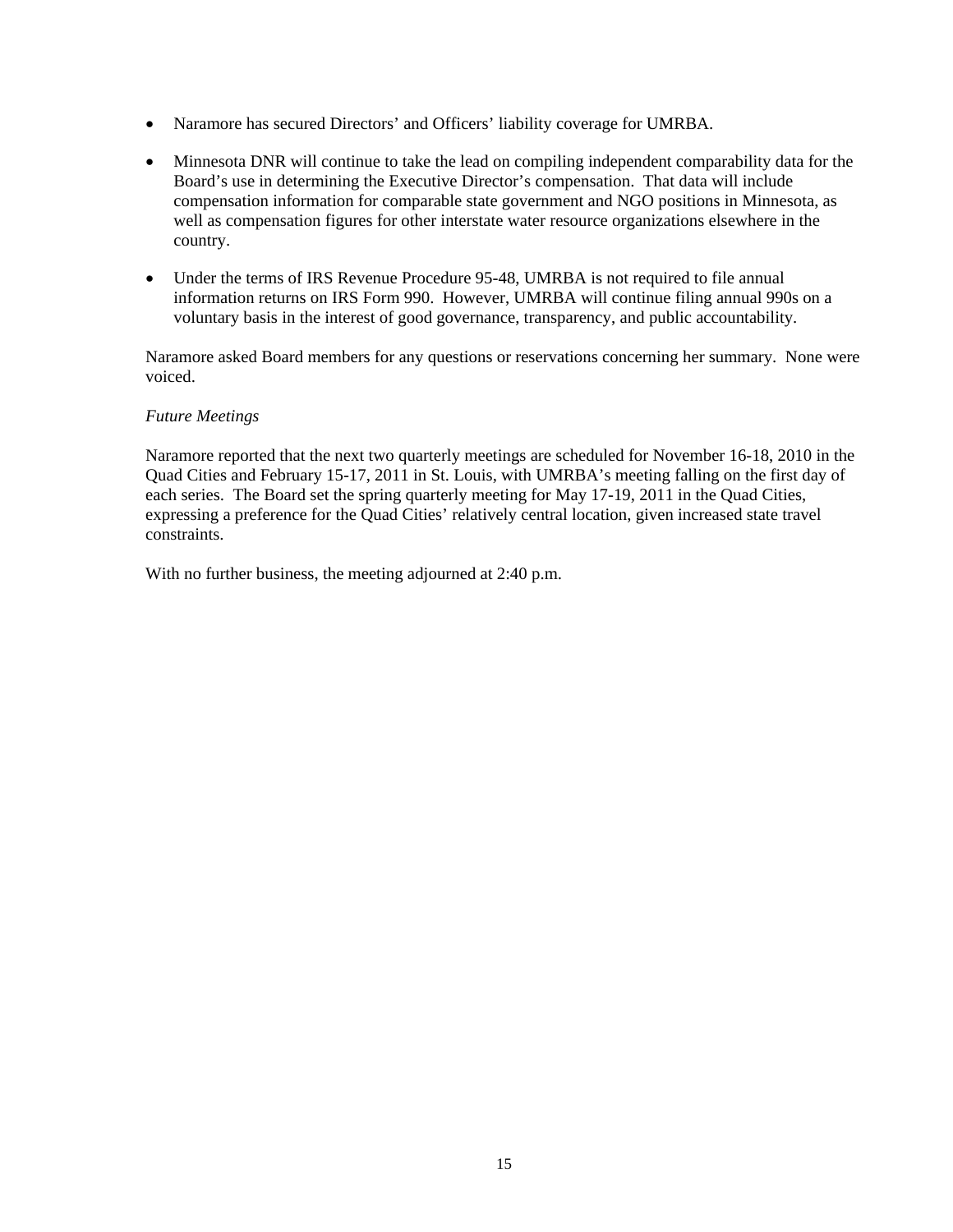- Naramore has secured Directors' and Officers' liability coverage for UMRBA.

- Minnesota DNR will continue to take the lead on compiling independent comparability data for the Board's use in determining the Executive Director's compensation. That data will include compensation information for comparable state government and NGO positions in Minnesota, as well as compensation figures for other interstate water resource organizations elsewhere in the country.

- Under the terms of IRS Revenue Procedure 95-48, UMRBA is not required to file annual information returns on IRS Form 990. However, UMRBA will continue filing annual 990s on a voluntary basis in the interest of good governance, transparency, and public accountability.

Naramore asked Board members for any questions or reservations concerning her summary. None were voiced.

*Future Meetings*

Naramore reported that the next two quarterly meetings are scheduled for November 16-18, 2010 in the Quad Cities and February 15-17, 2011 in St. Louis, with UMRBA's meeting falling on the first day of each series. The Board set the spring quarterly meeting for May 17-19, 2011 in the Quad Cities, expressing a preference for the Quad Cities' relatively central location, given increased state travel constraints.

With no further business, the meeting adjourned at 2:40 p.m.